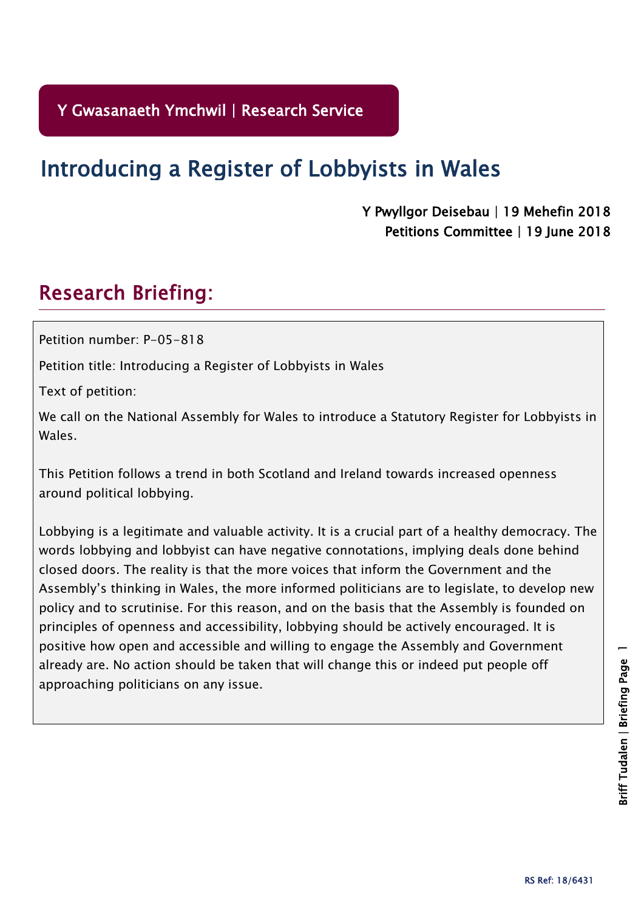Y Gwasanaeth Ymchwil | Research Service

# Introducing a Register of Lobbyists in Wales

Y Pwyllgor Deisebau | 19 Mehefin 2018
Petitions Committee | 19 June 2018

## Research Briefing:

Petition number: P-05-818

Petition title: Introducing a Register of Lobbyists in Wales

Text of petition:

We call on the National Assembly for Wales to introduce a Statutory Register for Lobbyists in Wales.

This Petition follows a trend in both Scotland and Ireland towards increased openness around political lobbying.

Lobbying is a legitimate and valuable activity. It is a crucial part of a healthy democracy. The words lobbying and lobbyist can have negative connotations, implying deals done behind closed doors. The reality is that the more voices that inform the Government and the Assembly's thinking in Wales, the more informed politicians are to legislate, to develop new policy and to scrutinise. For this reason, and on the basis that the Assembly is founded on principles of openness and accessibility, lobbying should be actively encouraged. It is positive how open and accessible and willing to engage the Assembly and Government already are. No action should be taken that will change this or indeed put people off approaching politicians on any issue.

RS Ref: 18/6431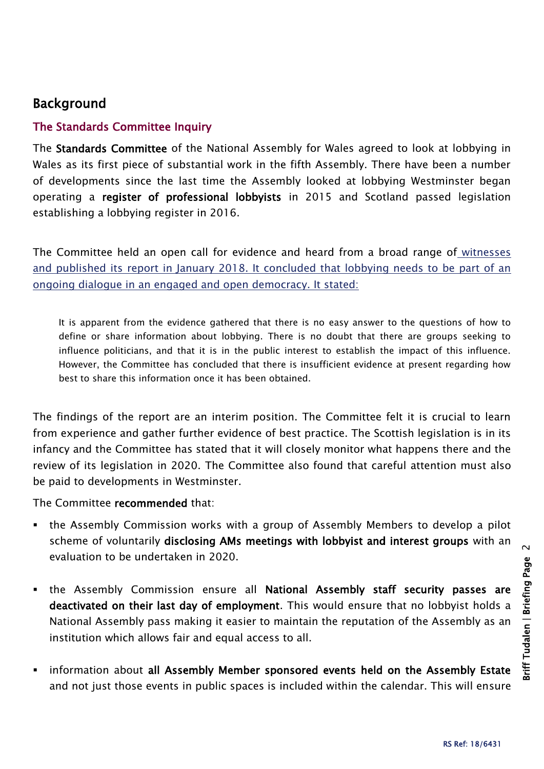## Background

### The Standards Committee Inquiry

The **Standards Committee** of the National Assembly for Wales agreed to look at lobbying in Wales as its first piece of substantial work in the fifth Assembly. There have been a number of developments since the last time the Assembly looked at lobbying Westminster began operating a **register of professional lobbyists** in 2015 and Scotland passed legislation establishing a lobbying register in 2016.

The Committee held an open call for evidence and heard from a broad range of witnesses and published its report in January 2018. It concluded that lobbying needs to be part of an ongoing dialogue in an engaged and open democracy. It stated:

> It is apparent from the evidence gathered that there is no easy answer to the questions of how to define or share information about lobbying. There is no doubt that there are groups seeking to influence politicians, and that it is in the public interest to establish the impact of this influence. However, the Committee has concluded that there is insufficient evidence at present regarding how best to share this information once it has been obtained.

The findings of the report are an interim position. The Committee felt it is crucial to learn from experience and gather further evidence of best practice. The Scottish legislation is in its infancy and the Committee has stated that it will closely monitor what happens there and the review of its legislation in 2020. The Committee also found that careful attention must also be paid to developments in Westminster.

The Committee **recommended** that:

- the Assembly Commission works with a group of Assembly Members to develop a pilot scheme of voluntarily **disclosing AMs meetings with lobbyist and interest groups** with an evaluation to be undertaken in 2020.

- the Assembly Commission ensure all **National Assembly staff security passes are deactivated on their last day of employment**. This would ensure that no lobbyist holds a National Assembly pass making it easier to maintain the reputation of the Assembly as an institution which allows fair and equal access to all.

- information about **all Assembly Member sponsored events held on the Assembly Estate** and not just those events in public spaces is included within the calendar. This will ensure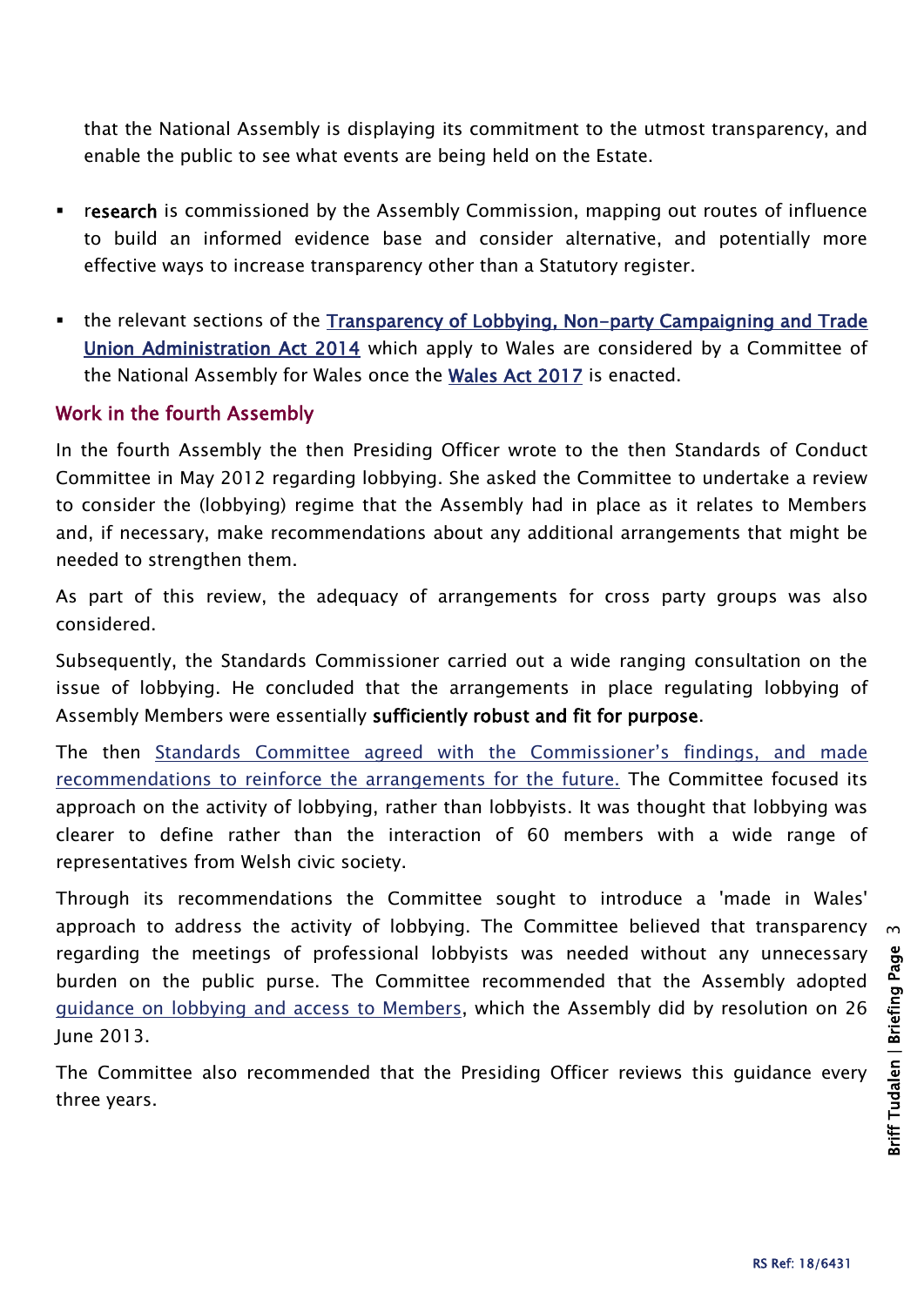that the National Assembly is displaying its commitment to the utmost transparency, and enable the public to see what events are being held on the Estate.

- research is commissioned by the Assembly Commission, mapping out routes of influence to build an informed evidence base and consider alternative, and potentially more effective ways to increase transparency other than a Statutory register.

- the relevant sections of the Transparency of Lobbying, Non-party Campaigning and Trade Union Administration Act 2014 which apply to Wales are considered by a Committee of the National Assembly for Wales once the Wales Act 2017 is enacted.

## Work in the fourth Assembly

In the fourth Assembly the then Presiding Officer wrote to the then Standards of Conduct Committee in May 2012 regarding lobbying. She asked the Committee to undertake a review to consider the (lobbying) regime that the Assembly had in place as it relates to Members and, if necessary, make recommendations about any additional arrangements that might be needed to strengthen them.

As part of this review, the adequacy of arrangements for cross party groups was also considered.

Subsequently, the Standards Commissioner carried out a wide ranging consultation on the issue of lobbying. He concluded that the arrangements in place regulating lobbying of Assembly Members were essentially **sufficiently robust and fit for purpose**.

The then Standards Committee agreed with the Commissioner's findings, and made recommendations to reinforce the arrangements for the future. The Committee focused its approach on the activity of lobbying, rather than lobbyists. It was thought that lobbying was clearer to define rather than the interaction of 60 members with a wide range of representatives from Welsh civic society.

Through its recommendations the Committee sought to introduce a 'made in Wales' approach to address the activity of lobbying. The Committee believed that transparency regarding the meetings of professional lobbyists was needed without any unnecessary burden on the public purse. The Committee recommended that the Assembly adopted guidance on lobbying and access to Members, which the Assembly did by resolution on 26 June 2013.

The Committee also recommended that the Presiding Officer reviews this guidance every three years.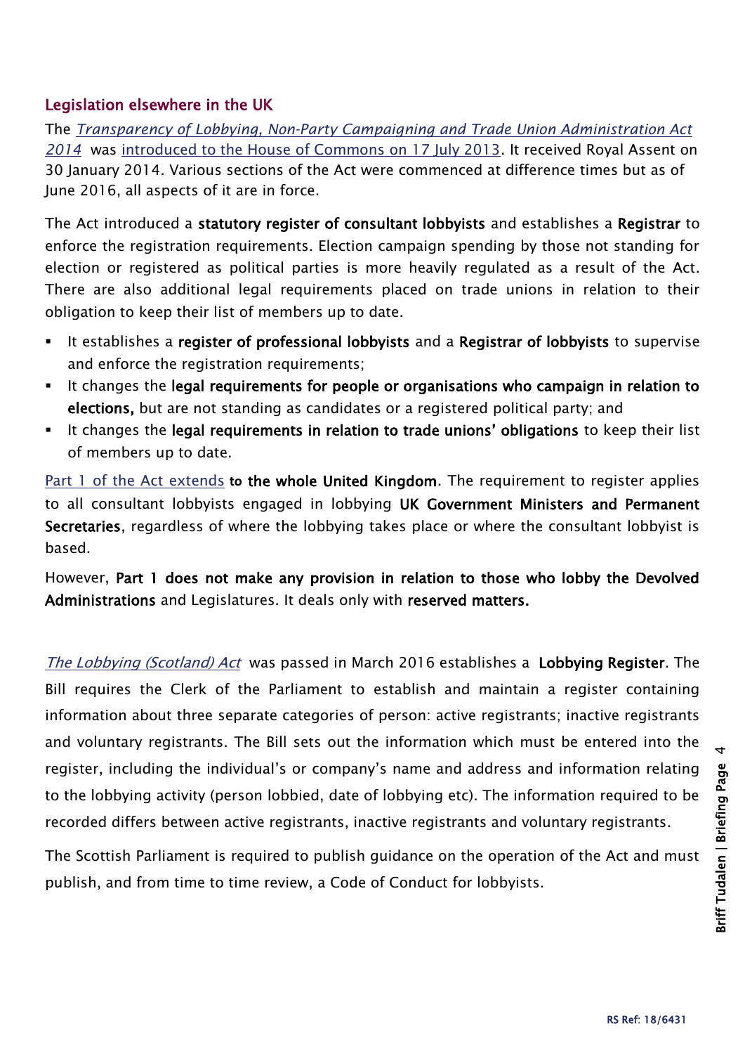## Legislation elsewhere in the UK

The *Transparency of Lobbying, Non-Party Campaigning and Trade Union Administration Act 2014* was introduced to the House of Commons on 17 July 2013. It received Royal Assent on 30 January 2014. Various sections of the Act were commenced at difference times but as of June 2016, all aspects of it are in force.

The Act introduced a **statutory register of consultant lobbyists** and establishes a **Registrar** to enforce the registration requirements. Election campaign spending by those not standing for election or registered as political parties is more heavily regulated as a result of the Act. There are also additional legal requirements placed on trade unions in relation to their obligation to keep their list of members up to date.

- It establishes a **register of professional lobbyists** and a **Registrar of lobbyists** to supervise and enforce the registration requirements;
- It changes the **legal requirements for people or organisations who campaign in relation to elections,** but are not standing as candidates or a registered political party; and
- It changes the **legal requirements in relation to trade unions' obligations** to keep their list of members up to date.

Part 1 of the Act extends **to the whole United Kingdom**. The requirement to register applies to all consultant lobbyists engaged in lobbying **UK Government Ministers and Permanent Secretaries**, regardless of where the lobbying takes place or where the consultant lobbyist is based.

However, **Part 1 does not make any provision in relation to those who lobby the Devolved Administrations** and Legislatures. It deals only with **reserved matters.**

*The Lobbying (Scotland) Act* was passed in March 2016 establishes a **Lobbying Register**. The Bill requires the Clerk of the Parliament to establish and maintain a register containing information about three separate categories of person: active registrants; inactive registrants and voluntary registrants. The Bill sets out the information which must be entered into the register, including the individual's or company's name and address and information relating to the lobbying activity (person lobbied, date of lobbying etc). The information required to be recorded differs between active registrants, inactive registrants and voluntary registrants.

The Scottish Parliament is required to publish guidance on the operation of the Act and must publish, and from time to time review, a Code of Conduct for lobbyists.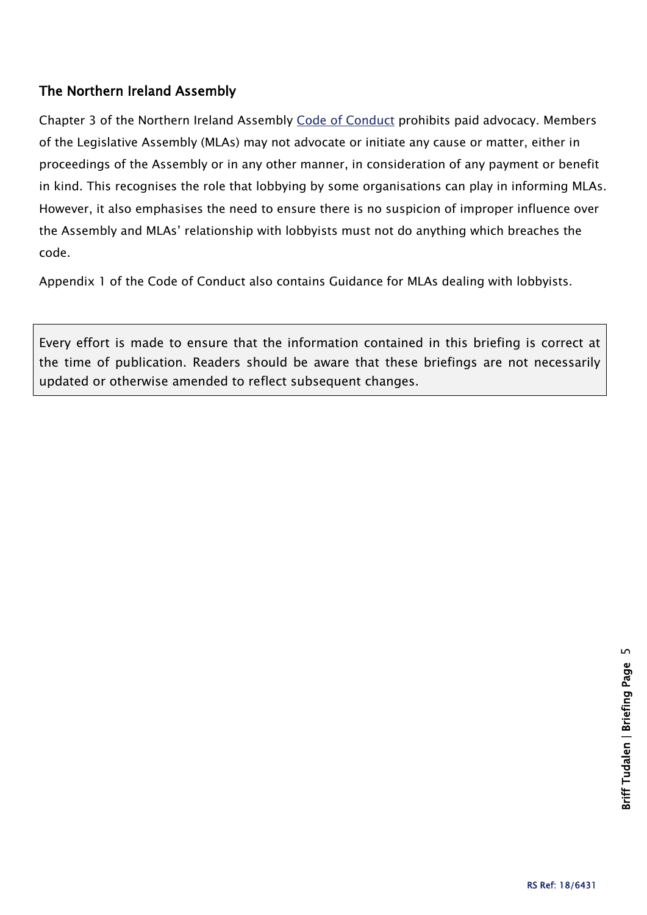## The Northern Ireland Assembly

Chapter 3 of the Northern Ireland Assembly Code of Conduct prohibits paid advocacy. Members of the Legislative Assembly (MLAs) may not advocate or initiate any cause or matter, either in proceedings of the Assembly or in any other manner, in consideration of any payment or benefit in kind. This recognises the role that lobbying by some organisations can play in informing MLAs. However, it also emphasises the need to ensure there is no suspicion of improper influence over the Assembly and MLAs' relationship with lobbyists must not do anything which breaches the code.

Appendix 1 of the Code of Conduct also contains Guidance for MLAs dealing with lobbyists.

Every effort is made to ensure that the information contained in this briefing is correct at the time of publication. Readers should be aware that these briefings are not necessarily updated or otherwise amended to reflect subsequent changes.